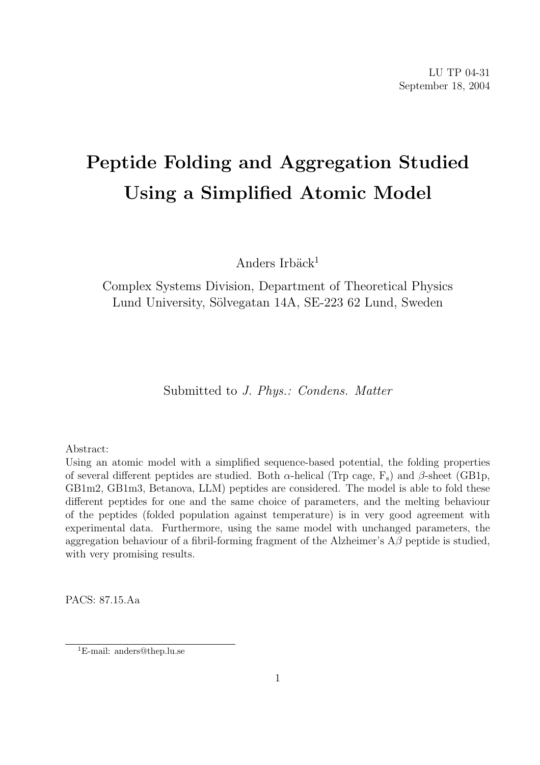LU TP 04-31
September 18, 2004

# Peptide Folding and Aggregation Studied Using a Simplified Atomic Model

Anders Irbäck[1]

Complex Systems Division, Department of Theoretical Physics
Lund University, Sölvegatan 14A, SE-223 62 Lund, Sweden

Submitted to *J. Phys.: Condens. Matter*

Abstract:
Using an atomic model with a simplified sequence-based potential, the folding properties of several different peptides are studied. Both $\alpha$-helical (Trp cage, $F_s$) and $\beta$-sheet (GB1p, GB1m2, GB1m3, Betanova, LLM) peptides are considered. The model is able to fold these different peptides for one and the same choice of parameters, and the melting behaviour of the peptides (folded population against temperature) is in very good agreement with experimental data. Furthermore, using the same model with unchanged parameters, the aggregation behaviour of a fibril-forming fragment of the Alzheimer's A$\beta$ peptide is studied, with very promising results.

PACS: 87.15.Aa

[1]E-mail: anders@thep.lu.se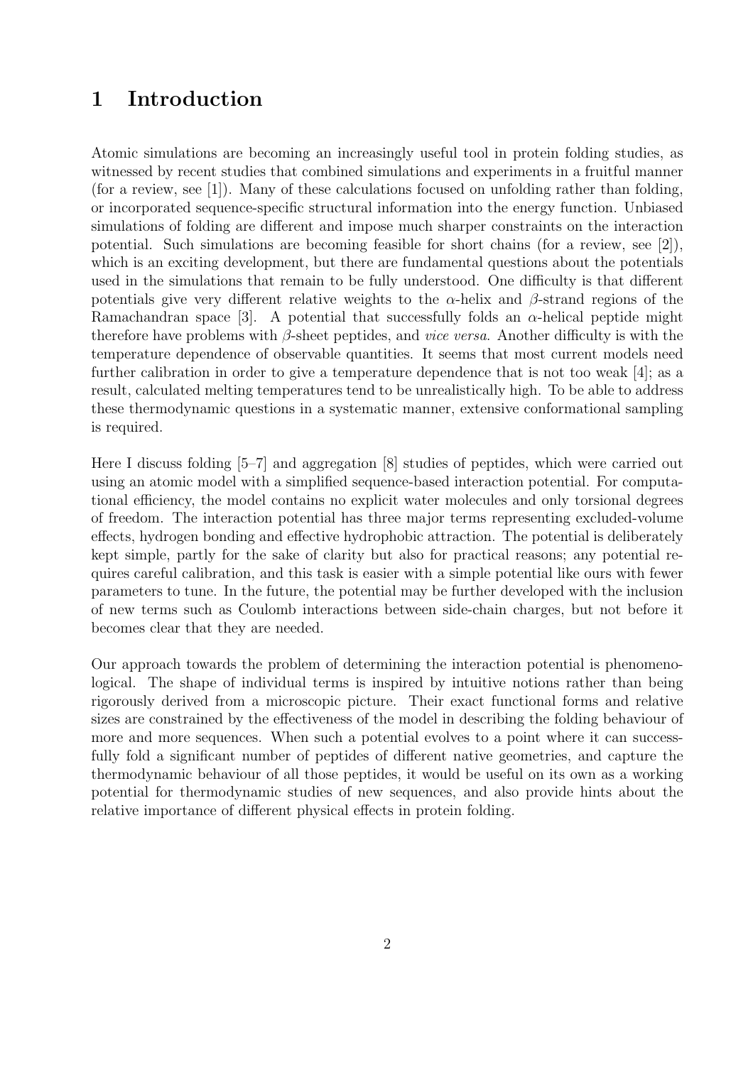# 1 Introduction

Atomic simulations are becoming an increasingly useful tool in protein folding studies, as witnessed by recent studies that combined simulations and experiments in a fruitful manner (for a review, see [1]). Many of these calculations focused on unfolding rather than folding, or incorporated sequence-specific structural information into the energy function. Unbiased simulations of folding are different and impose much sharper constraints on the interaction potential. Such simulations are becoming feasible for short chains (for a review, see [2]), which is an exciting development, but there are fundamental questions about the potentials used in the simulations that remain to be fully understood. One difficulty is that different potentials give very different relative weights to the $\alpha$-helix and $\beta$-strand regions of the Ramachandran space [3]. A potential that successfully folds an $\alpha$-helical peptide might therefore have problems with $\beta$-sheet peptides, and *vice versa*. Another difficulty is with the temperature dependence of observable quantities. It seems that most current models need further calibration in order to give a temperature dependence that is not too weak [4]; as a result, calculated melting temperatures tend to be unrealistically high. To be able to address these thermodynamic questions in a systematic manner, extensive conformational sampling is required.

Here I discuss folding [5–7] and aggregation [8] studies of peptides, which were carried out using an atomic model with a simplified sequence-based interaction potential. For computational efficiency, the model contains no explicit water molecules and only torsional degrees of freedom. The interaction potential has three major terms representing excluded-volume effects, hydrogen bonding and effective hydrophobic attraction. The potential is deliberately kept simple, partly for the sake of clarity but also for practical reasons; any potential requires careful calibration, and this task is easier with a simple potential like ours with fewer parameters to tune. In the future, the potential may be further developed with the inclusion of new terms such as Coulomb interactions between side-chain charges, but not before it becomes clear that they are needed.

Our approach towards the problem of determining the interaction potential is phenomenological. The shape of individual terms is inspired by intuitive notions rather than being rigorously derived from a microscopic picture. Their exact functional forms and relative sizes are constrained by the effectiveness of the model in describing the folding behaviour of more and more sequences. When such a potential evolves to a point where it can successfully fold a significant number of peptides of different native geometries, and capture the thermodynamic behaviour of all those peptides, it would be useful on its own as a working potential for thermodynamic studies of new sequences, and also provide hints about the relative importance of different physical effects in protein folding.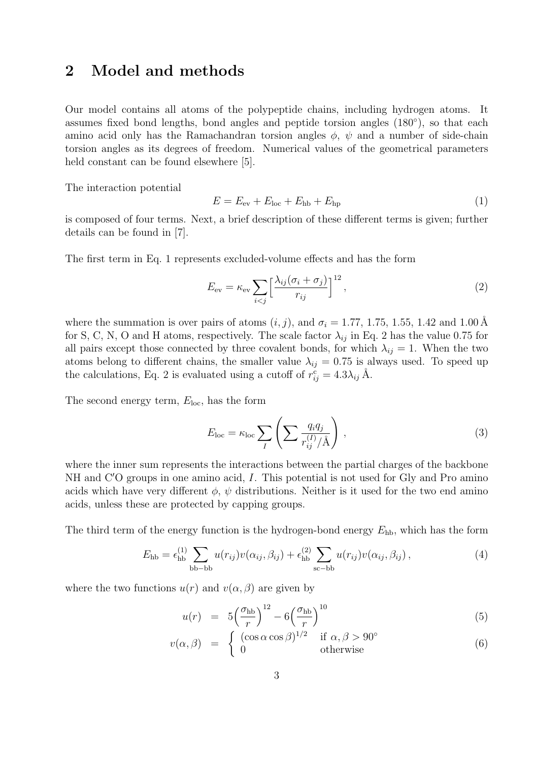## 2 Model and methods

Our model contains all atoms of the polypeptide chains, including hydrogen atoms. It assumes fixed bond lengths, bond angles and peptide torsion angles (180°), so that each amino acid only has the Ramachandran torsion angles $\phi$, $\psi$ and a number of side-chain torsion angles as its degrees of freedom. Numerical values of the geometrical parameters held constant can be found elsewhere [5].

The interaction potential

$$E = E_{\text{ev}} + E_{\text{loc}} + E_{\text{hb}} + E_{\text{hp}} \tag{1}$$

is composed of four terms. Next, a brief description of these different terms is given; further details can be found in [7].

The first term in Eq. 1 represents excluded-volume effects and has the form

$$E_{\text{ev}} = \kappa_{\text{ev}} \sum_{i<j} \Big[ \frac{\lambda_{ij}(\sigma_i + \sigma_j)}{r_{ij}} \Big]^{12}, \tag{2}$$

where the summation is over pairs of atoms $(i,j)$, and $\sigma_i = 1.77$, 1.75, 1.55, 1.42 and 1.00 Å for S, C, N, O and H atoms, respectively. The scale factor $\lambda_{ij}$ in Eq. 2 has the value 0.75 for all pairs except those connected by three covalent bonds, for which $\lambda_{ij} = 1$. When the two atoms belong to different chains, the smaller value $\lambda_{ij} = 0.75$ is always used. To speed up the calculations, Eq. 2 is evaluated using a cutoff of $r_{ij}^{\text{c}} = 4.3\lambda_{ij}$ Å.

The second energy term, $E_{\text{loc}}$, has the form

$$E_{\text{loc}} = \kappa_{\text{loc}} \sum_I \left( \sum \frac{q_i q_j}{r_{ij}^{(I)}/\text{Å}} \right), \tag{3}$$

where the inner sum represents the interactions between the partial charges of the backbone NH and C′O groups in one amino acid, $I$. This potential is not used for Gly and Pro amino acids which have very different $\phi$, $\psi$ distributions. Neither is it used for the two end amino acids, unless these are protected by capping groups.

The third term of the energy function is the hydrogen-bond energy $E_{\text{hb}}$, which has the form

$$E_{\text{hb}} = \epsilon_{\text{hb}}^{(1)} \sum_{\text{bb}-\text{bb}} u(r_{ij}) v(\alpha_{ij}, \beta_{ij}) + \epsilon_{\text{hb}}^{(2)} \sum_{\text{sc}-\text{bb}} u(r_{ij}) v(\alpha_{ij}, \beta_{ij}), \tag{4}$$

where the two functions $u(r)$ and $v(\alpha, \beta)$ are given by

$$u(r) = 5\Big(\frac{\sigma_{\text{hb}}}{r}\Big)^{12} - 6\Big(\frac{\sigma_{\text{hb}}}{r}\Big)^{10} \tag{5}$$

$$v(\alpha, \beta) = \begin{cases} (\cos\alpha \cos\beta)^{1/2} & \text{if } \alpha, \beta > 90^\circ \\ 0 & \text{otherwise} \end{cases} \tag{6}$$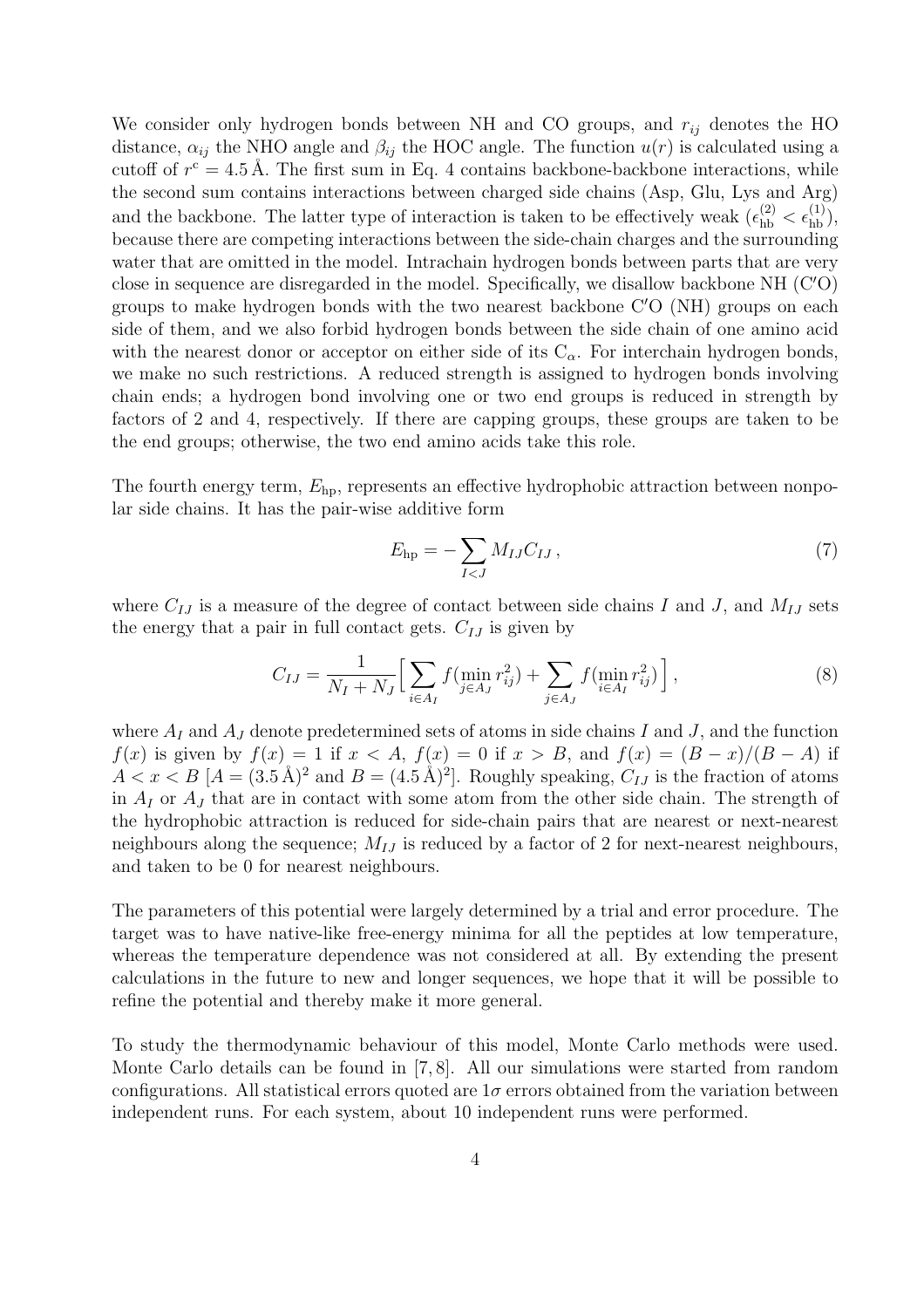We consider only hydrogen bonds between NH and CO groups, and $r_{ij}$ denotes the HO distance, $\alpha_{ij}$ the NHO angle and $\beta_{ij}$ the HOC angle. The function $u(r)$ is calculated using a cutoff of $r^{c} = 4.5$ Å. The first sum in Eq. 4 contains backbone-backbone interactions, while the second sum contains interactions between charged side chains (Asp, Glu, Lys and Arg) and the backbone. The latter type of interaction is taken to be effectively weak ($\epsilon_{\rm hb}^{(2)} < \epsilon_{\rm hb}^{(1)}$), because there are competing interactions between the side-chain charges and the surrounding water that are omitted in the model. Intrachain hydrogen bonds between parts that are very close in sequence are disregarded in the model. Specifically, we disallow backbone NH (C′O) groups to make hydrogen bonds with the two nearest backbone C′O (NH) groups on each side of them, and we also forbid hydrogen bonds between the side chain of one amino acid with the nearest donor or acceptor on either side of its $C_\alpha$. For interchain hydrogen bonds, we make no such restrictions. A reduced strength is assigned to hydrogen bonds involving chain ends; a hydrogen bond involving one or two end groups is reduced in strength by factors of 2 and 4, respectively. If there are capping groups, these groups are taken to be the end groups; otherwise, the two end amino acids take this role.

The fourth energy term, $E_{\rm hp}$, represents an effective hydrophobic attraction between nonpolar side chains. It has the pair-wise additive form

$$E_{\rm hp} = -\sum_{I<J} M_{IJ} C_{IJ}\,, \tag{7}$$

where $C_{IJ}$ is a measure of the degree of contact between side chains $I$ and $J$, and $M_{IJ}$ sets the energy that a pair in full contact gets. $C_{IJ}$ is given by

$$C_{IJ} = \frac{1}{N_I + N_J}\Big[\sum_{i\in A_I} f(\min_{j\in A_J} r_{ij}^2) + \sum_{j\in A_J} f(\min_{i\in A_I} r_{ij}^2)\Big]\,, \tag{8}$$

where $A_I$ and $A_J$ denote predetermined sets of atoms in side chains $I$ and $J$, and the function $f(x)$ is given by $f(x) = 1$ if $x < A$, $f(x) = 0$ if $x > B$, and $f(x) = (B - x)/(B - A)$ if $A < x < B$ [$A = (3.5\,\text{Å})^2$ and $B = (4.5\,\text{Å})^2$]. Roughly speaking, $C_{IJ}$ is the fraction of atoms in $A_I$ or $A_J$ that are in contact with some atom from the other side chain. The strength of the hydrophobic attraction is reduced for side-chain pairs that are nearest or next-nearest neighbours along the sequence; $M_{IJ}$ is reduced by a factor of 2 for next-nearest neighbours, and taken to be 0 for nearest neighbours.

The parameters of this potential were largely determined by a trial and error procedure. The target was to have native-like free-energy minima for all the peptides at low temperature, whereas the temperature dependence was not considered at all. By extending the present calculations in the future to new and longer sequences, we hope that it will be possible to refine the potential and thereby make it more general.

To study the thermodynamic behaviour of this model, Monte Carlo methods were used. Monte Carlo details can be found in [7, 8]. All our simulations were started from random configurations. All statistical errors quoted are $1\sigma$ errors obtained from the variation between independent runs. For each system, about 10 independent runs were performed.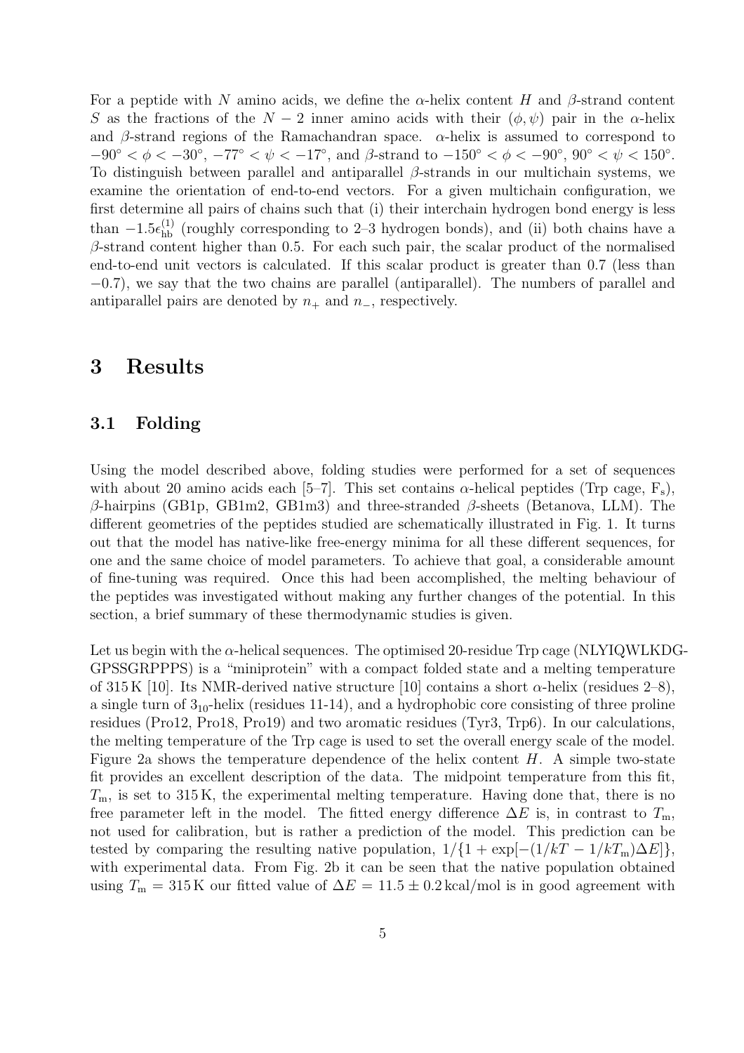For a peptide with $N$ amino acids, we define the $\alpha$-helix content $H$ and $\beta$-strand content $S$ as the fractions of the $N-2$ inner amino acids with their $(\phi, \psi)$ pair in the $\alpha$-helix and $\beta$-strand regions of the Ramachandran space. $\alpha$-helix is assumed to correspond to $-90^\circ < \phi < -30^\circ$, $-77^\circ < \psi < -17^\circ$, and $\beta$-strand to $-150^\circ < \phi < -90^\circ$, $90^\circ < \psi < 150^\circ$. To distinguish between parallel and antiparallel $\beta$-strands in our multichain systems, we examine the orientation of end-to-end vectors. For a given multichain configuration, we first determine all pairs of chains such that (i) their interchain hydrogen bond energy is less than $-1.5\epsilon_{\text{hb}}^{(1)}$ (roughly corresponding to 2–3 hydrogen bonds), and (ii) both chains have a $\beta$-strand content higher than 0.5. For each such pair, the scalar product of the normalised end-to-end unit vectors is calculated. If this scalar product is greater than 0.7 (less than $-0.7$), we say that the two chains are parallel (antiparallel). The numbers of parallel and antiparallel pairs are denoted by $n_+$ and $n_-$, respectively.

# 3 Results

## 3.1 Folding

Using the model described above, folding studies were performed for a set of sequences with about 20 amino acids each [5–7]. This set contains $\alpha$-helical peptides (Trp cage, $\text{F}_\text{s}$), $\beta$-hairpins (GB1p, GB1m2, GB1m3) and three-stranded $\beta$-sheets (Betanova, LLM). The different geometries of the peptides studied are schematically illustrated in Fig. 1. It turns out that the model has native-like free-energy minima for all these different sequences, for one and the same choice of model parameters. To achieve that goal, a considerable amount of fine-tuning was required. Once this had been accomplished, the melting behaviour of the peptides was investigated without making any further changes of the potential. In this section, a brief summary of these thermodynamic studies is given.

Let us begin with the $\alpha$-helical sequences. The optimised 20-residue Trp cage (NLYIQWLKDG-GPSSGRPPPS) is a "miniprotein" with a compact folded state and a melting temperature of 315 K [10]. Its NMR-derived native structure [10] contains a short $\alpha$-helix (residues 2–8), a single turn of $3_{10}$-helix (residues 11-14), and a hydrophobic core consisting of three proline residues (Pro12, Pro18, Pro19) and two aromatic residues (Tyr3, Trp6). In our calculations, the melting temperature of the Trp cage is used to set the overall energy scale of the model. Figure 2a shows the temperature dependence of the helix content $H$. A simple two-state fit provides an excellent description of the data. The midpoint temperature from this fit, $T_\text{m}$, is set to 315 K, the experimental melting temperature. Having done that, there is no free parameter left in the model. The fitted energy difference $\Delta E$ is, in contrast to $T_\text{m}$, not used for calibration, but is rather a prediction of the model. This prediction can be tested by comparing the resulting native population, $1/\{1 + \exp[-(1/kT - 1/kT_\text{m})\Delta E]\}$, with experimental data. From Fig. 2b it can be seen that the native population obtained using $T_\text{m} = 315$ K our fitted value of $\Delta E = 11.5 \pm 0.2$ kcal/mol is in good agreement with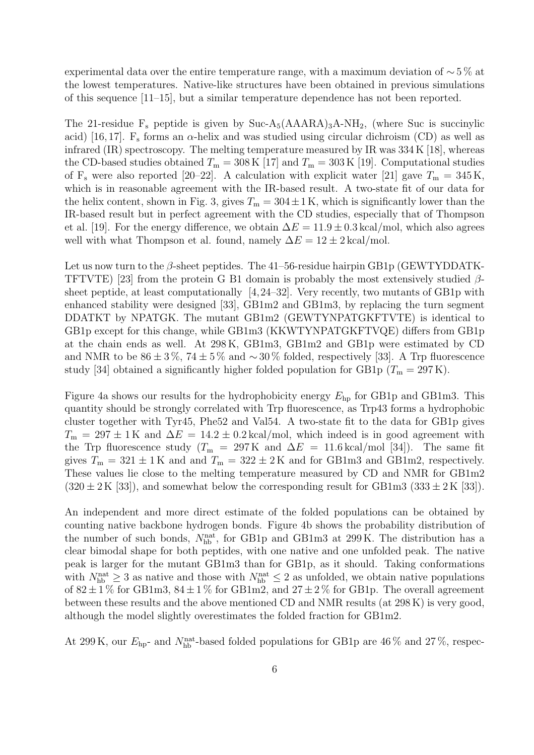experimental data over the entire temperature range, with a maximum deviation of $\sim 5\,\%$ at the lowest temperatures. Native-like structures have been obtained in previous simulations of this sequence [11–15], but a similar temperature dependence has not been reported.

The 21-residue $F_s$ peptide is given by Suc-$A_5$(AAARA)$_3$A-$NH_2$, (where Suc is succinylic acid) [16, 17]. $F_s$ forms an $\alpha$-helix and was studied using circular dichroism (CD) as well as infrared (IR) spectroscopy. The melting temperature measured by IR was 334 K [18], whereas the CD-based studies obtained $T_m = 308$ K [17] and $T_m = 303$ K [19]. Computational studies of $F_s$ were also reported [20–22]. A calculation with explicit water [21] gave $T_m = 345$ K, which is in reasonable agreement with the IR-based result. A two-state fit of our data for the helix content, shown in Fig. 3, gives $T_m = 304 \pm 1$ K, which is significantly lower than the IR-based result but in perfect agreement with the CD studies, especially that of Thompson et al. [19]. For the energy difference, we obtain $\Delta E = 11.9 \pm 0.3$ kcal/mol, which also agrees well with what Thompson et al. found, namely $\Delta E = 12 \pm 2$ kcal/mol.

Let us now turn to the $\beta$-sheet peptides. The 41–56-residue hairpin GB1p (GEWTYDDATK-TFTVTE) [23] from the protein G B1 domain is probably the most extensively studied $\beta$-sheet peptide, at least computationally [4, 24–32]. Very recently, two mutants of GB1p with enhanced stability were designed [33], GB1m2 and GB1m3, by replacing the turn segment DDATKT by NPATGK. The mutant GB1m2 (GEWTYNPATGKFTVTE) is identical to GB1p except for this change, while GB1m3 (KKWTYNPATGKFTVQE) differs from GB1p at the chain ends as well. At 298 K, GB1m3, GB1m2 and GB1p were estimated by CD and NMR to be $86 \pm 3\,\%$, $74 \pm 5\,\%$ and $\sim 30\,\%$ folded, respectively [33]. A Trp fluorescence study [34] obtained a significantly higher folded population for GB1p ($T_m = 297$ K).

Figure 4a shows our results for the hydrophobicity energy $E_{hp}$ for GB1p and GB1m3. This quantity should be strongly correlated with Trp fluorescence, as Trp43 forms a hydrophobic cluster together with Tyr45, Phe52 and Val54. A two-state fit to the data for GB1p gives $T_m = 297 \pm 1$ K and $\Delta E = 14.2 \pm 0.2$ kcal/mol, which indeed is in good agreement with the Trp fluorescence study ($T_m = 297$ K and $\Delta E = 11.6$ kcal/mol [34]). The same fit gives $T_m = 321 \pm 1$ K and and $T_m = 322 \pm 2$ K and for GB1m3 and GB1m2, respectively. These values lie close to the melting temperature measured by CD and NMR for GB1m2 ($320 \pm 2$ K [33]), and somewhat below the corresponding result for GB1m3 ($333 \pm 2$ K [33]).

An independent and more direct estimate of the folded populations can be obtained by counting native backbone hydrogen bonds. Figure 4b shows the probability distribution of the number of such bonds, $N_{hb}^{nat}$, for GB1p and GB1m3 at 299 K. The distribution has a clear bimodal shape for both peptides, with one native and one unfolded peak. The native peak is larger for the mutant GB1m3 than for GB1p, as it should. Taking conformations with $N_{hb}^{nat} \geq 3$ as native and those with $N_{hb}^{nat} \leq 2$ as unfolded, we obtain native populations of $82 \pm 1\,\%$ for GB1m3, $84 \pm 1\,\%$ for GB1m2, and $27 \pm 2\,\%$ for GB1p. The overall agreement between these results and the above mentioned CD and NMR results (at 298 K) is very good, although the model slightly overestimates the folded fraction for GB1m2.

At 299 K, our $E_{hp}$- and $N_{hb}^{nat}$-based folded populations for GB1p are 46 % and 27 %, respec-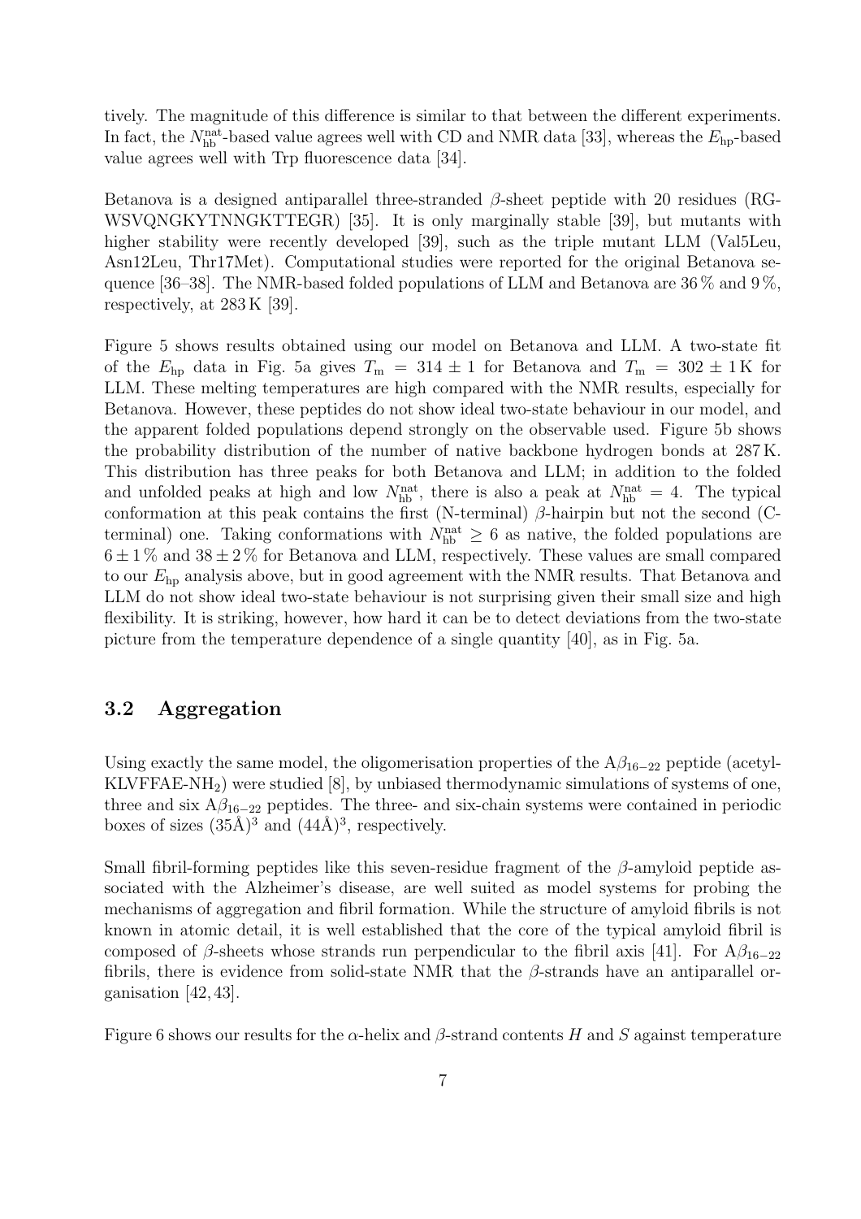tively. The magnitude of this difference is similar to that between the different experiments. In fact, the $N_{\rm hb}^{\rm nat}$-based value agrees well with CD and NMR data [33], whereas the $E_{\rm hp}$-based value agrees well with Trp fluorescence data [34].

Betanova is a designed antiparallel three-stranded $\beta$-sheet peptide with 20 residues (RGWSVQNGKYTNNGKTTEGR) [35]. It is only marginally stable [39], but mutants with higher stability were recently developed [39], such as the triple mutant LLM (Val5Leu, Asn12Leu, Thr17Met). Computational studies were reported for the original Betanova sequence [36–38]. The NMR-based folded populations of LLM and Betanova are 36 % and 9 %, respectively, at 283 K [39].

Figure 5 shows results obtained using our model on Betanova and LLM. A two-state fit of the $E_{\rm hp}$ data in Fig. 5a gives $T_{\rm m} = 314 \pm 1$ for Betanova and $T_{\rm m} = 302 \pm 1\,{\rm K}$ for LLM. These melting temperatures are high compared with the NMR results, especially for Betanova. However, these peptides do not show ideal two-state behaviour in our model, and the apparent folded populations depend strongly on the observable used. Figure 5b shows the probability distribution of the number of native backbone hydrogen bonds at 287 K. This distribution has three peaks for both Betanova and LLM; in addition to the folded and unfolded peaks at high and low $N_{\rm hb}^{\rm nat}$, there is also a peak at $N_{\rm hb}^{\rm nat} = 4$. The typical conformation at this peak contains the first (N-terminal) $\beta$-hairpin but not the second (C-terminal) one. Taking conformations with $N_{\rm hb}^{\rm nat} \geq 6$ as native, the folded populations are $6 \pm 1$ % and $38 \pm 2$ % for Betanova and LLM, respectively. These values are small compared to our $E_{\rm hp}$ analysis above, but in good agreement with the NMR results. That Betanova and LLM do not show ideal two-state behaviour is not surprising given their small size and high flexibility. It is striking, however, how hard it can be to detect deviations from the two-state picture from the temperature dependence of a single quantity [40], as in Fig. 5a.

## 3.2 Aggregation

Using exactly the same model, the oligomerisation properties of the A$\beta_{16-22}$ peptide (acetyl-KLVFFAE-$NH_2$) were studied [8], by unbiased thermodynamic simulations of systems of one, three and six A$\beta_{16-22}$ peptides. The three- and six-chain systems were contained in periodic boxes of sizes $(35\text{Å})^3$ and $(44\text{Å})^3$, respectively.

Small fibril-forming peptides like this seven-residue fragment of the $\beta$-amyloid peptide associated with the Alzheimer's disease, are well suited as model systems for probing the mechanisms of aggregation and fibril formation. While the structure of amyloid fibrils is not known in atomic detail, it is well established that the core of the typical amyloid fibril is composed of $\beta$-sheets whose strands run perpendicular to the fibril axis [41]. For A$\beta_{16-22}$ fibrils, there is evidence from solid-state NMR that the $\beta$-strands have an antiparallel organisation [42, 43].

Figure 6 shows our results for the $\alpha$-helix and $\beta$-strand contents $H$ and $S$ against temperature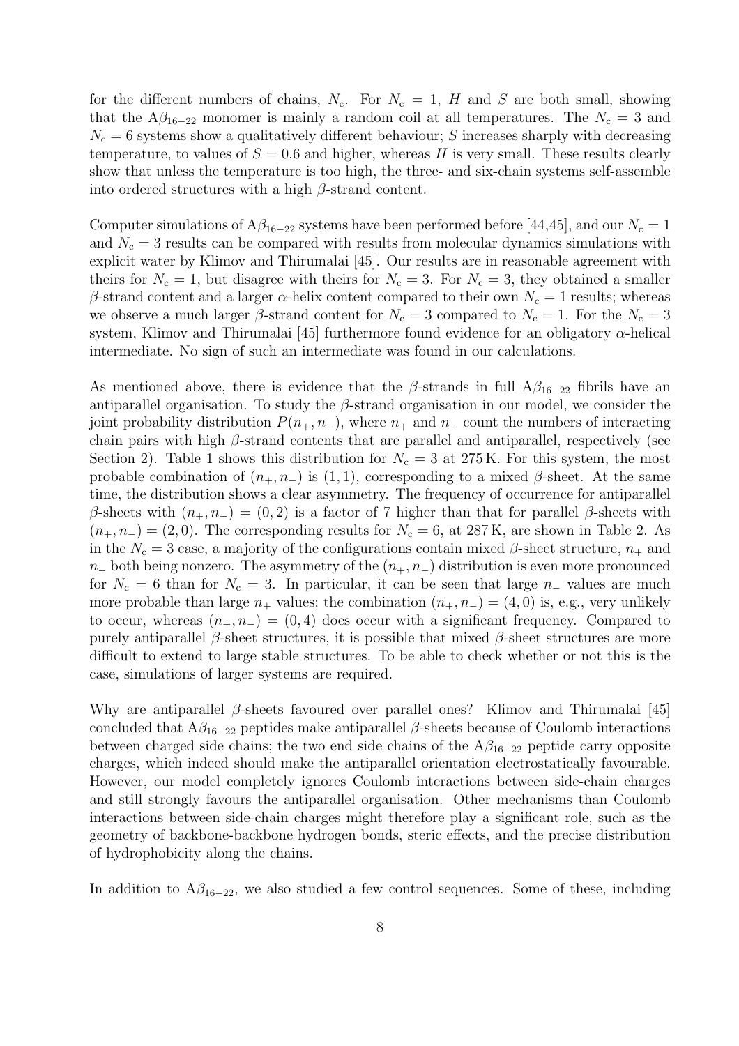for the different numbers of chains, $N_c$. For $N_c = 1$, $H$ and $S$ are both small, showing that the A$\beta_{16-22}$ monomer is mainly a random coil at all temperatures. The $N_c = 3$ and $N_c = 6$ systems show a qualitatively different behaviour; $S$ increases sharply with decreasing temperature, to values of $S = 0.6$ and higher, whereas $H$ is very small. These results clearly show that unless the temperature is too high, the three- and six-chain systems self-assemble into ordered structures with a high $\beta$-strand content.

Computer simulations of A$\beta_{16-22}$ systems have been performed before [44,45], and our $N_c = 1$ and $N_c = 3$ results can be compared with results from molecular dynamics simulations with explicit water by Klimov and Thirumalai [45]. Our results are in reasonable agreement with theirs for $N_c = 1$, but disagree with theirs for $N_c = 3$. For $N_c = 3$, they obtained a smaller $\beta$-strand content and a larger $\alpha$-helix content compared to their own $N_c = 1$ results; whereas we observe a much larger $\beta$-strand content for $N_c = 3$ compared to $N_c = 1$. For the $N_c = 3$ system, Klimov and Thirumalai [45] furthermore found evidence for an obligatory $\alpha$-helical intermediate. No sign of such an intermediate was found in our calculations.

As mentioned above, there is evidence that the $\beta$-strands in full A$\beta_{16-22}$ fibrils have an antiparallel organisation. To study the $\beta$-strand organisation in our model, we consider the joint probability distribution $P(n_+, n_-)$, where $n_+$ and $n_-$ count the numbers of interacting chain pairs with high $\beta$-strand contents that are parallel and antiparallel, respectively (see Section 2). Table 1 shows this distribution for $N_c = 3$ at 275 K. For this system, the most probable combination of $(n_+, n_-)$ is $(1, 1)$, corresponding to a mixed $\beta$-sheet. At the same time, the distribution shows a clear asymmetry. The frequency of occurrence for antiparallel $\beta$-sheets with $(n_+, n_-) = (0, 2)$ is a factor of 7 higher than that for parallel $\beta$-sheets with $(n_+, n_-) = (2, 0)$. The corresponding results for $N_c = 6$, at 287 K, are shown in Table 2. As in the $N_c = 3$ case, a majority of the configurations contain mixed $\beta$-sheet structure, $n_+$ and $n_-$ both being nonzero. The asymmetry of the $(n_+, n_-)$ distribution is even more pronounced for $N_c = 6$ than for $N_c = 3$. In particular, it can be seen that large $n_-$ values are much more probable than large $n_+$ values; the combination $(n_+, n_-) = (4, 0)$ is, e.g., very unlikely to occur, whereas $(n_+, n_-) = (0, 4)$ does occur with a significant frequency. Compared to purely antiparallel $\beta$-sheet structures, it is possible that mixed $\beta$-sheet structures are more difficult to extend to large stable structures. To be able to check whether or not this is the case, simulations of larger systems are required.

Why are antiparallel $\beta$-sheets favoured over parallel ones? Klimov and Thirumalai [45] concluded that A$\beta_{16-22}$ peptides make antiparallel $\beta$-sheets because of Coulomb interactions between charged side chains; the two end side chains of the A$\beta_{16-22}$ peptide carry opposite charges, which indeed should make the antiparallel orientation electrostatically favourable. However, our model completely ignores Coulomb interactions between side-chain charges and still strongly favours the antiparallel organisation. Other mechanisms than Coulomb interactions between side-chain charges might therefore play a significant role, such as the geometry of backbone-backbone hydrogen bonds, steric effects, and the precise distribution of hydrophobicity along the chains.

In addition to A$\beta_{16-22}$, we also studied a few control sequences. Some of these, including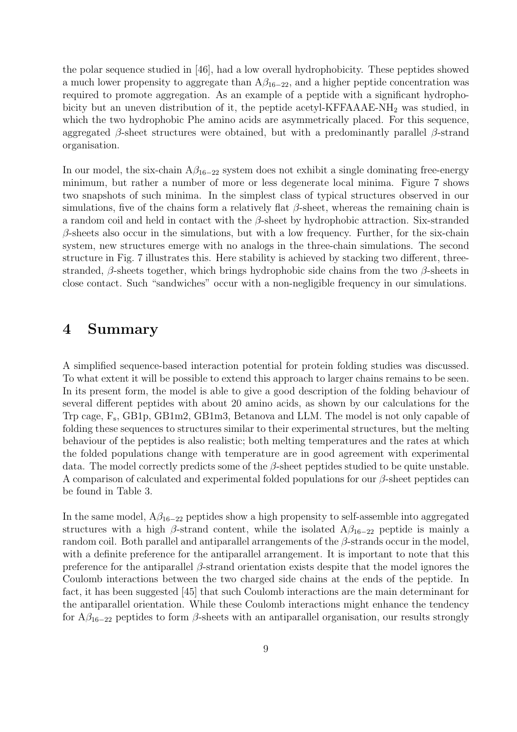the polar sequence studied in [46], had a low overall hydrophobicity. These peptides showed a much lower propensity to aggregate than $A\beta_{16-22}$, and a higher peptide concentration was required to promote aggregation. As an example of a peptide with a significant hydrophobicity but an uneven distribution of it, the peptide acetyl-KFFAAAE-$NH_2$ was studied, in which the two hydrophobic Phe amino acids are asymmetrically placed. For this sequence, aggregated $\beta$-sheet structures were obtained, but with a predominantly parallel $\beta$-strand organisation.

In our model, the six-chain $A\beta_{16-22}$ system does not exhibit a single dominating free-energy minimum, but rather a number of more or less degenerate local minima. Figure 7 shows two snapshots of such minima. In the simplest class of typical structures observed in our simulations, five of the chains form a relatively flat $\beta$-sheet, whereas the remaining chain is a random coil and held in contact with the $\beta$-sheet by hydrophobic attraction. Six-stranded $\beta$-sheets also occur in the simulations, but with a low frequency. Further, for the six-chain system, new structures emerge with no analogs in the three-chain simulations. The second structure in Fig. 7 illustrates this. Here stability is achieved by stacking two different, three-stranded, $\beta$-sheets together, which brings hydrophobic side chains from the two $\beta$-sheets in close contact. Such "sandwiches" occur with a non-negligible frequency in our simulations.

# 4 Summary

A simplified sequence-based interaction potential for protein folding studies was discussed. To what extent it will be possible to extend this approach to larger chains remains to be seen. In its present form, the model is able to give a good description of the folding behaviour of several different peptides with about 20 amino acids, as shown by our calculations for the Trp cage, $F_s$, GB1p, GB1m2, GB1m3, Betanova and LLM. The model is not only capable of folding these sequences to structures similar to their experimental structures, but the melting behaviour of the peptides is also realistic; both melting temperatures and the rates at which the folded populations change with temperature are in good agreement with experimental data. The model correctly predicts some of the $\beta$-sheet peptides studied to be quite unstable. A comparison of calculated and experimental folded populations for our $\beta$-sheet peptides can be found in Table 3.

In the same model, $A\beta_{16-22}$ peptides show a high propensity to self-assemble into aggregated structures with a high $\beta$-strand content, while the isolated $A\beta_{16-22}$ peptide is mainly a random coil. Both parallel and antiparallel arrangements of the $\beta$-strands occur in the model, with a definite preference for the antiparallel arrangement. It is important to note that this preference for the antiparallel $\beta$-strand orientation exists despite that the model ignores the Coulomb interactions between the two charged side chains at the ends of the peptide. In fact, it has been suggested [45] that such Coulomb interactions are the main determinant for the antiparallel orientation. While these Coulomb interactions might enhance the tendency for $A\beta_{16-22}$ peptides to form $\beta$-sheets with an antiparallel organisation, our results strongly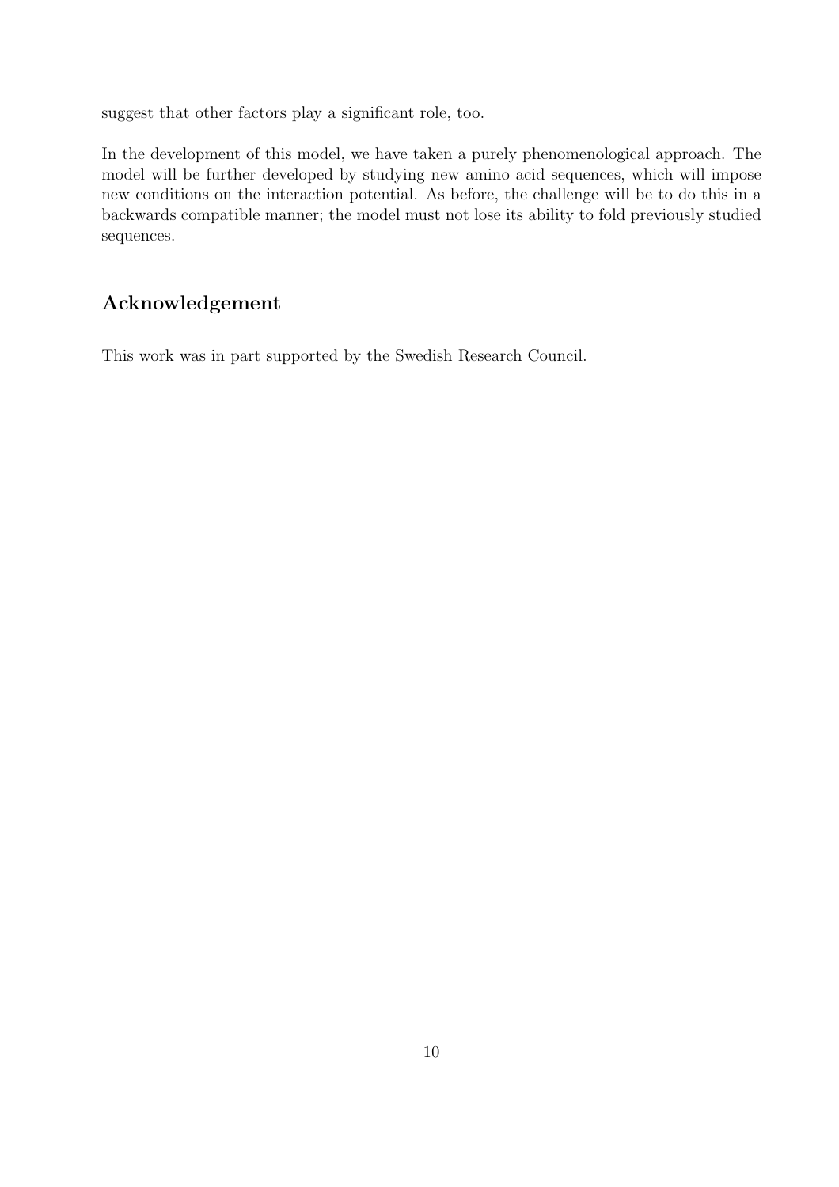suggest that other factors play a significant role, too.

In the development of this model, we have taken a purely phenomenological approach. The model will be further developed by studying new amino acid sequences, which will impose new conditions on the interaction potential. As before, the challenge will be to do this in a backwards compatible manner; the model must not lose its ability to fold previously studied sequences.

## Acknowledgement

This work was in part supported by the Swedish Research Council.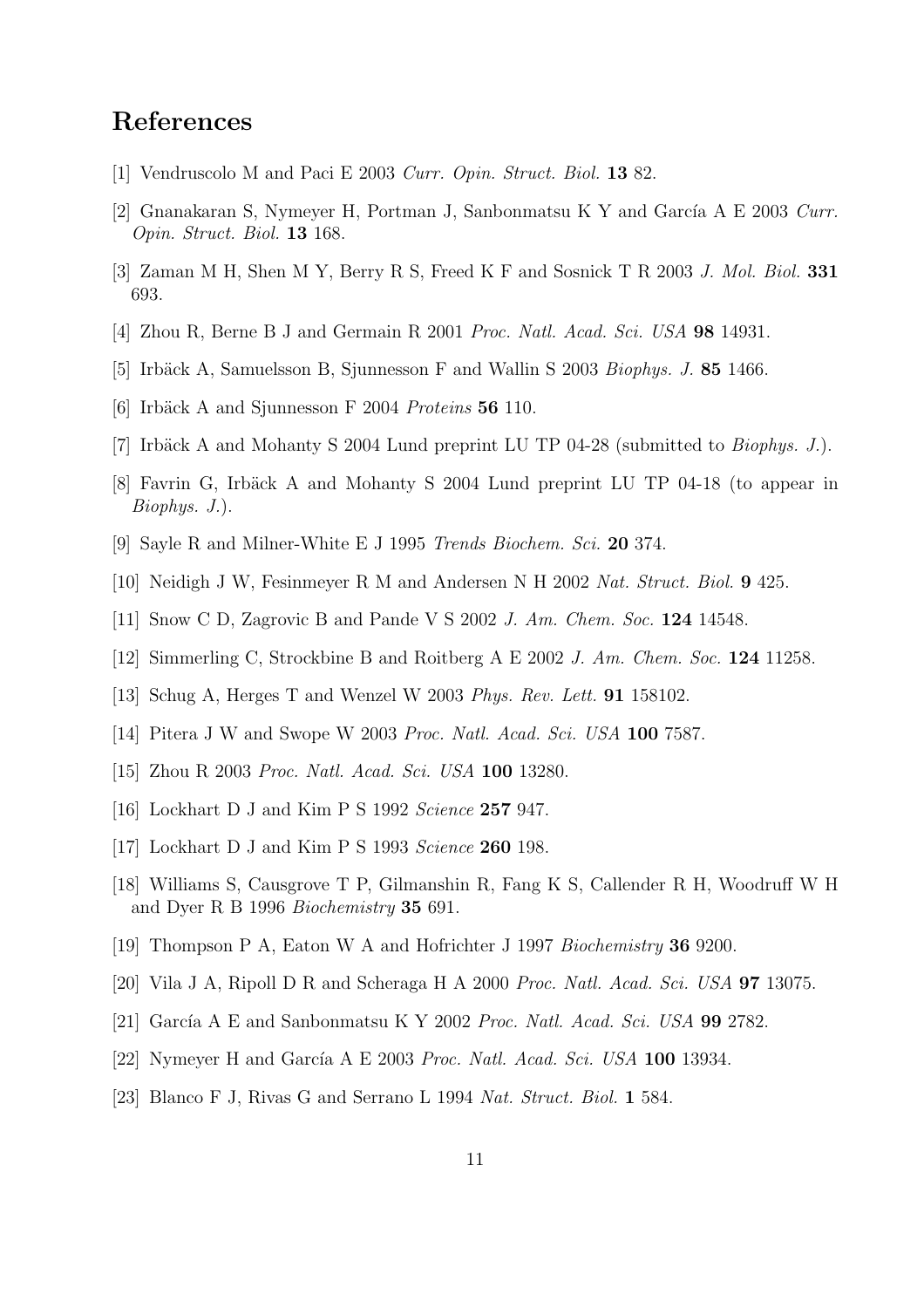## References

[1] Vendruscolo M and Paci E 2003 *Curr. Opin. Struct. Biol.* **13** 82.

[2] Gnanakaran S, Nymeyer H, Portman J, Sanbonmatsu K Y and García A E 2003 *Curr. Opin. Struct. Biol.* **13** 168.

[3] Zaman M H, Shen M Y, Berry R S, Freed K F and Sosnick T R 2003 *J. Mol. Biol.* **331** 693.

[4] Zhou R, Berne B J and Germain R 2001 *Proc. Natl. Acad. Sci. USA* **98** 14931.

[5] Irbäck A, Samuelsson B, Sjunnesson F and Wallin S 2003 *Biophys. J.* **85** 1466.

[6] Irbäck A and Sjunnesson F 2004 *Proteins* **56** 110.

[7] Irbäck A and Mohanty S 2004 Lund preprint LU TP 04-28 (submitted to *Biophys. J.*).

[8] Favrin G, Irbäck A and Mohanty S 2004 Lund preprint LU TP 04-18 (to appear in *Biophys. J.*).

[9] Sayle R and Milner-White E J 1995 *Trends Biochem. Sci.* **20** 374.

[10] Neidigh J W, Fesinmeyer R M and Andersen N H 2002 *Nat. Struct. Biol.* **9** 425.

[11] Snow C D, Zagrovic B and Pande V S 2002 *J. Am. Chem. Soc.* **124** 14548.

[12] Simmerling C, Strockbine B and Roitberg A E 2002 *J. Am. Chem. Soc.* **124** 11258.

[13] Schug A, Herges T and Wenzel W 2003 *Phys. Rev. Lett.* **91** 158102.

[14] Pitera J W and Swope W 2003 *Proc. Natl. Acad. Sci. USA* **100** 7587.

[15] Zhou R 2003 *Proc. Natl. Acad. Sci. USA* **100** 13280.

[16] Lockhart D J and Kim P S 1992 *Science* **257** 947.

[17] Lockhart D J and Kim P S 1993 *Science* **260** 198.

[18] Williams S, Causgrove T P, Gilmanshin R, Fang K S, Callender R H, Woodruff W H and Dyer R B 1996 *Biochemistry* **35** 691.

[19] Thompson P A, Eaton W A and Hofrichter J 1997 *Biochemistry* **36** 9200.

[20] Vila J A, Ripoll D R and Scheraga H A 2000 *Proc. Natl. Acad. Sci. USA* **97** 13075.

[21] García A E and Sanbonmatsu K Y 2002 *Proc. Natl. Acad. Sci. USA* **99** 2782.

[22] Nymeyer H and García A E 2003 *Proc. Natl. Acad. Sci. USA* **100** 13934.

[23] Blanco F J, Rivas G and Serrano L 1994 *Nat. Struct. Biol.* **1** 584.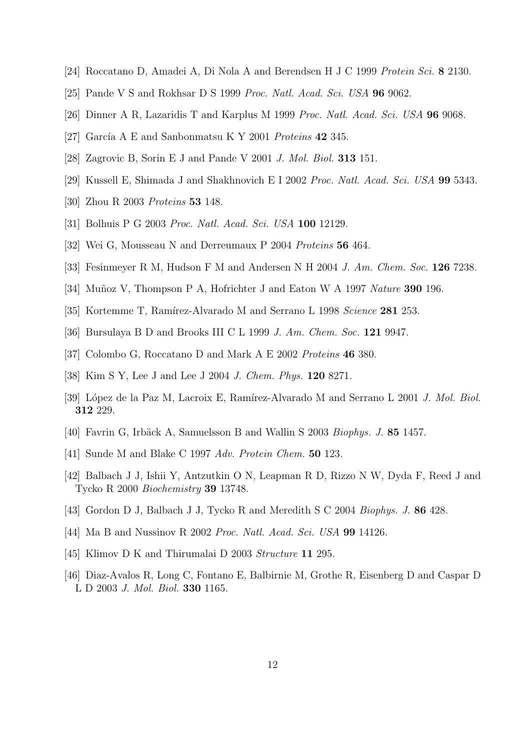[24] Roccatano D, Amadei A, Di Nola A and Berendsen H J C 1999 *Protein Sci.* **8** 2130.

[25] Pande V S and Rokhsar D S 1999 *Proc. Natl. Acad. Sci. USA* **96** 9062.

[26] Dinner A R, Lazaridis T and Karplus M 1999 *Proc. Natl. Acad. Sci. USA* **96** 9068.

[27] García A E and Sanbonmatsu K Y 2001 *Proteins* **42** 345.

[28] Zagrovic B, Sorin E J and Pande V 2001 *J. Mol. Biol.* **313** 151.

[29] Kussell E, Shimada J and Shakhnovich E I 2002 *Proc. Natl. Acad. Sci. USA* **99** 5343.

[30] Zhou R 2003 *Proteins* **53** 148.

[31] Bolhuis P G 2003 *Proc. Natl. Acad. Sci. USA* **100** 12129.

[32] Wei G, Mousseau N and Derreumaux P 2004 *Proteins* **56** 464.

[33] Fesinmeyer R M, Hudson F M and Andersen N H 2004 *J. Am. Chem. Soc.* **126** 7238.

[34] Muñoz V, Thompson P A, Hofrichter J and Eaton W A 1997 *Nature* **390** 196.

[35] Kortemme T, Ramírez-Alvarado M and Serrano L 1998 *Science* **281** 253.

[36] Bursulaya B D and Brooks III C L 1999 *J. Am. Chem. Soc.* **121** 9947.

[37] Colombo G, Roccatano D and Mark A E 2002 *Proteins* **46** 380.

[38] Kim S Y, Lee J and Lee J 2004 *J. Chem. Phys.* **120** 8271.

[39] López de la Paz M, Lacroix E, Ramírez-Alvarado M and Serrano L 2001 *J. Mol. Biol.* **312** 229.

[40] Favrin G, Irbäck A, Samuelsson B and Wallin S 2003 *Biophys. J.* **85** 1457.

[41] Sunde M and Blake C 1997 *Adv. Protein Chem.* **50** 123.

[42] Balbach J J, Ishii Y, Antzutkin O N, Leapman R D, Rizzo N W, Dyda F, Reed J and Tycko R 2000 *Biochemistry* **39** 13748.

[43] Gordon D J, Balbach J J, Tycko R and Meredith S C 2004 *Biophys. J.* **86** 428.

[44] Ma B and Nussinov R 2002 *Proc. Natl. Acad. Sci. USA* **99** 14126.

[45] Klimov D K and Thirumalai D 2003 *Structure* **11** 295.

[46] Diaz-Avalos R, Long C, Fontano E, Balbirnie M, Grothe R, Eisenberg D and Caspar D L D 2003 *J. Mol. Biol.* **330** 1165.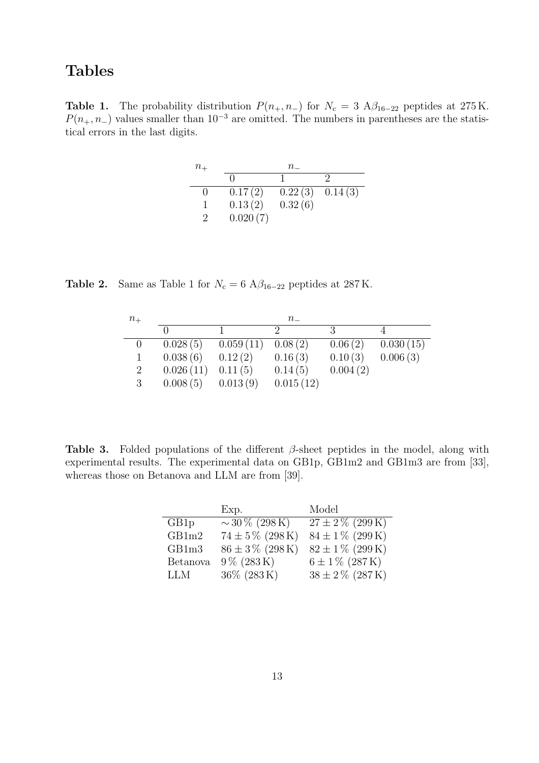# Tables

**Table 1.** The probability distribution $P(n_+, n_-)$ for $N_c = 3$ A$\beta_{16-22}$ peptides at 275 K. $P(n_+, n_-)$ values smaller than $10^{-3}$ are omitted. The numbers in parentheses are the statistical errors in the last digits.

| $n_+$ | $n_-$ | | |
|---|---|---|---|
| | 0 | 1 | 2 |
| 0 | 0.17 (2) | 0.22 (3) | 0.14 (3) |
| 1 | 0.13 (2) | 0.32 (6) | |
| 2 | 0.020 (7) | | |

**Table 2.** Same as Table 1 for $N_c = 6$ A$\beta_{16-22}$ peptides at 287 K.

| $n_+$ | $n_-$ | | | | |
|---|---|---|---|---|---|
| | 0 | 1 | 2 | 3 | 4 |
| 0 | 0.028 (5) | 0.059 (11) | 0.08 (2) | 0.06 (2) | 0.030 (15) |
| 1 | 0.038 (6) | 0.12 (2) | 0.16 (3) | 0.10 (3) | 0.006 (3) |
| 2 | 0.026 (11) | 0.11 (5) | 0.14 (5) | 0.004 (2) | |
| 3 | 0.008 (5) | 0.013 (9) | 0.015 (12) | | |

**Table 3.** Folded populations of the different $\beta$-sheet peptides in the model, along with experimental results. The experimental data on GB1p, GB1m2 and GB1m3 are from [33], whereas those on Betanova and LLM are from [39].

| | Exp. | Model |
|---|---|---|
| GB1p | $\sim 30\,\%$ (298 K) | $27 \pm 2\,\%$ (299 K) |
| GB1m2 | $74 \pm 5\,\%$ (298 K) | $84 \pm 1\,\%$ (299 K) |
| GB1m3 | $86 \pm 3\,\%$ (298 K) | $82 \pm 1\,\%$ (299 K) |
| Betanova | $9\,\%$ (283 K) | $6 \pm 1\,\%$ (287 K) |
| LLM | $36\%$ (283 K) | $38 \pm 2\,\%$ (287 K) |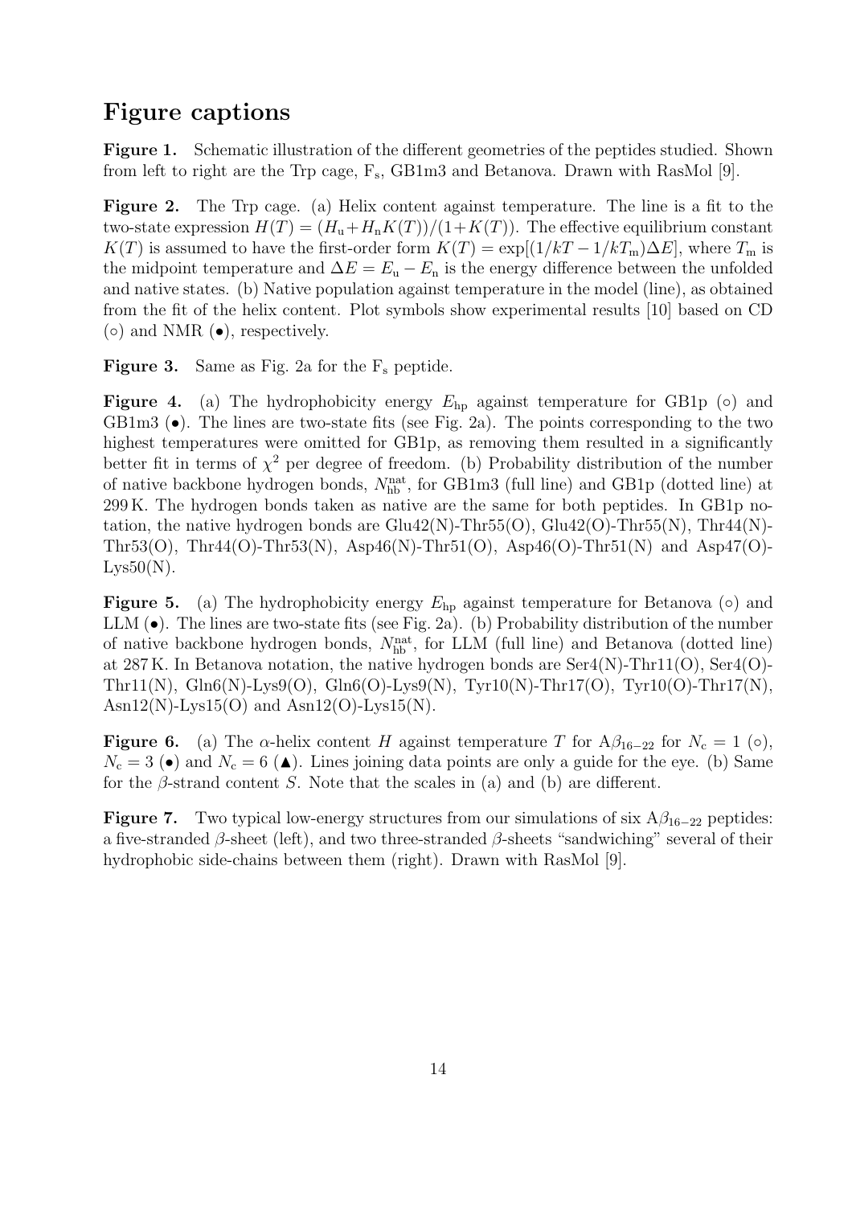# Figure captions

**Figure 1.** Schematic illustration of the different geometries of the peptides studied. Shown from left to right are the Trp cage, $F_s$, GB1m3 and Betanova. Drawn with RasMol [9].

**Figure 2.** The Trp cage. (a) Helix content against temperature. The line is a fit to the two-state expression $H(T) = (H_u + H_n K(T))/(1 + K(T))$. The effective equilibrium constant $K(T)$ is assumed to have the first-order form $K(T) = \exp[(1/kT - 1/kT_m)\Delta E]$, where $T_m$ is the midpoint temperature and $\Delta E = E_u - E_n$ is the energy difference between the unfolded and native states. (b) Native population against temperature in the model (line), as obtained from the fit of the helix content. Plot symbols show experimental results [10] based on CD (○) and NMR (●), respectively.

**Figure 3.** Same as Fig. 2a for the $F_s$ peptide.

**Figure 4.** (a) The hydrophobicity energy $E_{hp}$ against temperature for GB1p (○) and GB1m3 (●). The lines are two-state fits (see Fig. 2a). The points corresponding to the two highest temperatures were omitted for GB1p, as removing them resulted in a significantly better fit in terms of $\chi^2$ per degree of freedom. (b) Probability distribution of the number of native backbone hydrogen bonds, $N_{hb}^{nat}$, for GB1m3 (full line) and GB1p (dotted line) at 299 K. The hydrogen bonds taken as native are the same for both peptides. In GB1p notation, the native hydrogen bonds are Glu42(N)-Thr55(O), Glu42(O)-Thr55(N), Thr44(N)-Thr53(O), Thr44(O)-Thr53(N), Asp46(N)-Thr51(O), Asp46(O)-Thr51(N) and Asp47(O)-Lys50(N).

**Figure 5.** (a) The hydrophobicity energy $E_{hp}$ against temperature for Betanova (○) and LLM (●). The lines are two-state fits (see Fig. 2a). (b) Probability distribution of the number of native backbone hydrogen bonds, $N_{hb}^{nat}$, for LLM (full line) and Betanova (dotted line) at 287 K. In Betanova notation, the native hydrogen bonds are Ser4(N)-Thr11(O), Ser4(O)-Thr11(N), Gln6(N)-Lys9(O), Gln6(O)-Lys9(N), Tyr10(N)-Thr17(O), Tyr10(O)-Thr17(N), Asn12(N)-Lys15(O) and Asn12(O)-Lys15(N).

**Figure 6.** (a) The $\alpha$-helix content $H$ against temperature $T$ for $A\beta_{16-22}$ for $N_c = 1$ (○), $N_c = 3$ (●) and $N_c = 6$ (▲). Lines joining data points are only a guide for the eye. (b) Same for the $\beta$-strand content $S$. Note that the scales in (a) and (b) are different.

**Figure 7.** Two typical low-energy structures from our simulations of six $A\beta_{16-22}$ peptides: a five-stranded $\beta$-sheet (left), and two three-stranded $\beta$-sheets "sandwiching" several of their hydrophobic side-chains between them (right). Drawn with RasMol [9].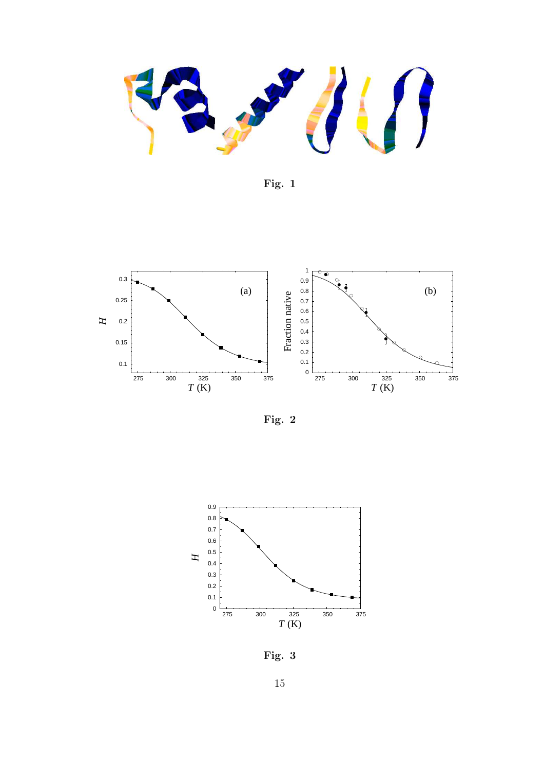**Fig. 1**

**Fig. 2**

**Fig. 3**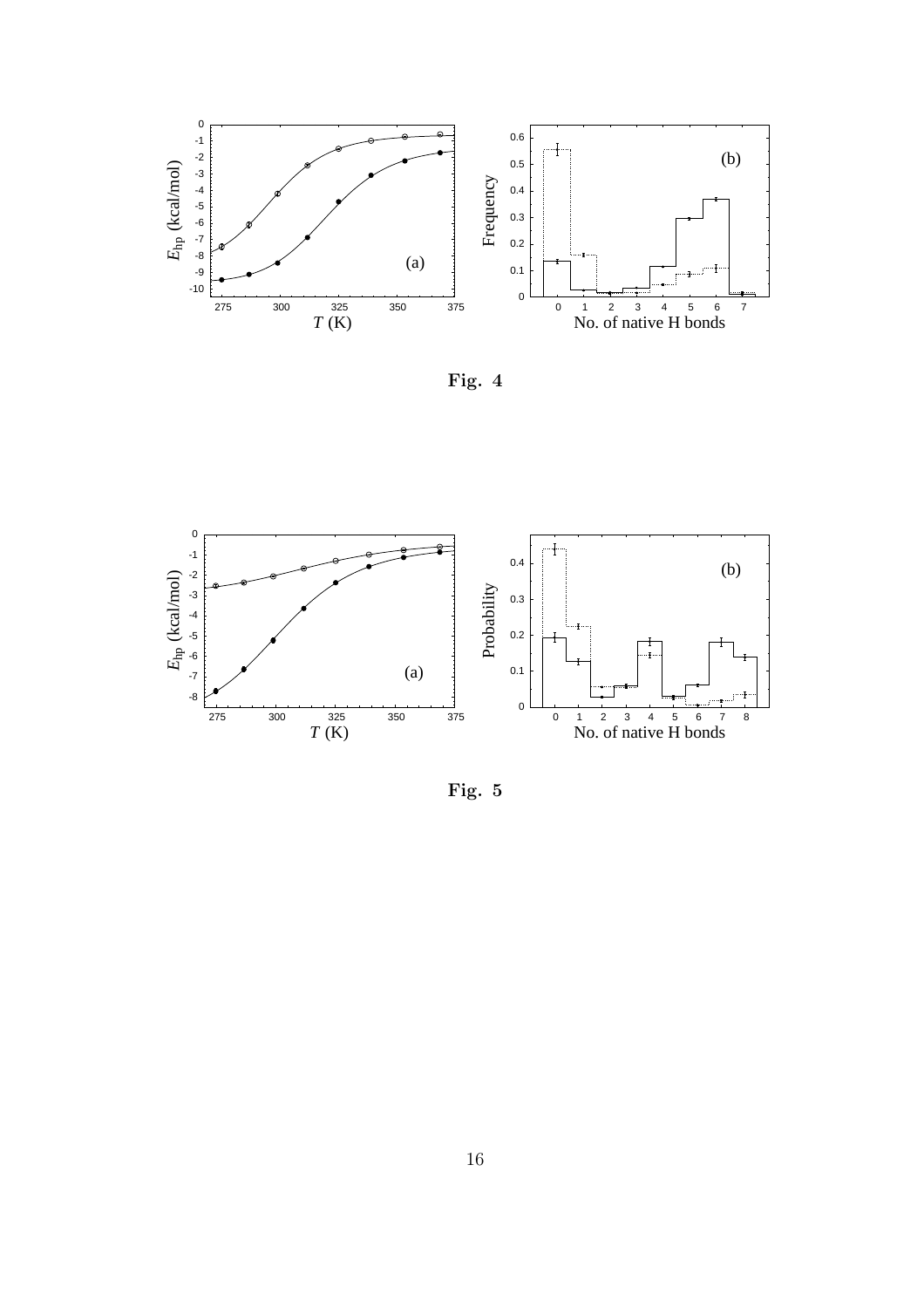**Fig. 4**

**Fig. 5**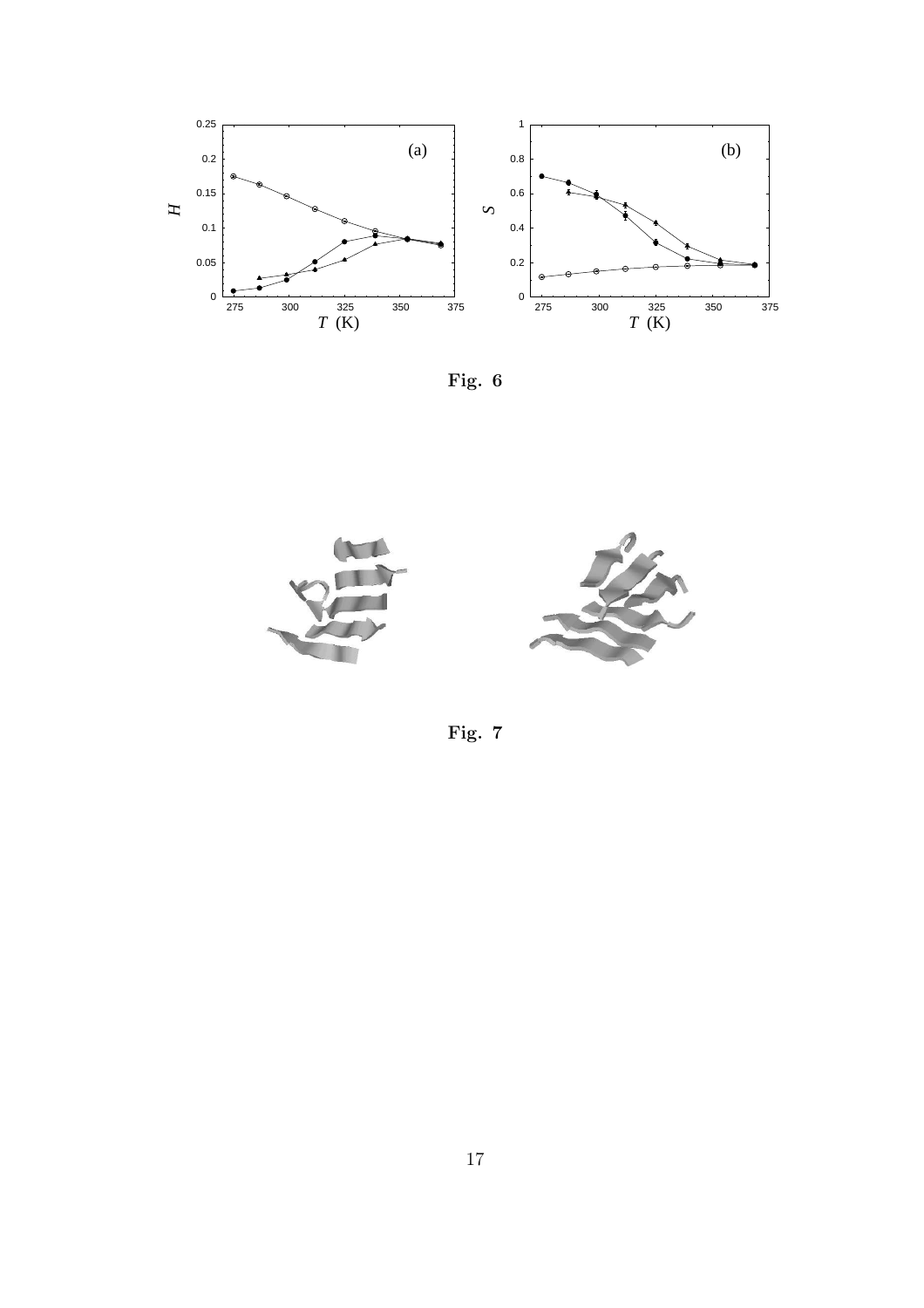(a)

$H$

0.25
0.2
0.15
0.1
0.05
0

275 300 325 350 375

$T$ (K)

(b)

$S$

1
0.8
0.6
0.4
0.2
0

275 300 325 350 375

$T$ (K)

**Fig. 6**

**Fig. 7**